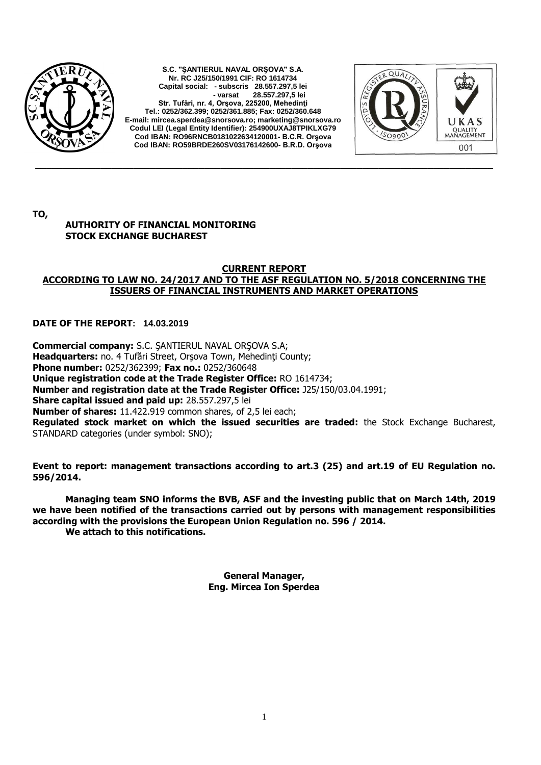**S.C. "ŞANTIERUL NAVAL ORŞOVA" S.A.**
**Nr. RC J25/150/1991 CIF: RO 1614734**
**Capital social: - subscris 28.557.297,5 lei**
**- varsat 28.557.297,5 lei**
**Str. Tufări, nr. 4, Orşova, 225200, Mehedinţi**
**Tel.: 0252/362.399; 0252/361.885; Fax: 0252/360.648**
**E-mail: mircea.sperdea@snorsova.ro; marketing@snorsova.ro**
**Codul LEI (Legal Entity Identifier): 254900UXAJ8TPIKLXG79**
**Cod IBAN: RO96RNCB0181022634120001- B.C.R. Orşova**
**Cod IBAN: RO59BRDE260SV03176142600- B.R.D. Orşova**

---

**TO,**

**AUTHORITY OF FINANCIAL MONITORING**
**STOCK EXCHANGE BUCHAREST**

**CURRENT REPORT**
**ACCORDING TO LAW NO. 24/2017 AND TO THE ASF REGULATION NO. 5/2018 CONCERNING THE ISSUERS OF FINANCIAL INSTRUMENTS AND MARKET OPERATIONS**

**DATE OF THE REPORT**: **14.03.2019**

**Commercial company:** S.C. ŞANTIERUL NAVAL ORŞOVA S.A;
**Headquarters:** no. 4 Tufări Street, Orşova Town, Mehedinţi County;
**Phone number:** 0252/362399; **Fax no.:** 0252/360648
**Unique registration code at the Trade Register Office:** RO 1614734;
**Number and registration date at the Trade Register Office:** J25/150/03.04.1991;
**Share capital issued and paid up:** 28.557.297,5 lei
**Number of shares:** 11.422.919 common shares, of 2,5 lei each;
**Regulated stock market on which the issued securities are traded:** the Stock Exchange Bucharest, STANDARD categories (under symbol: SNO);

**Event to report: management transactions according to art.3 (25) and art.19 of EU Regulation no. 596/2014.**

**Managing team SNO informs the BVB, ASF and the investing public that on March 14th, 2019 we have been notified of the transactions carried out by persons with management responsibilities according with the provisions the European Union Regulation no. 596 / 2014.**

**We attach to this notifications.**

**General Manager,**
**Eng. Mircea Ion Sperdea**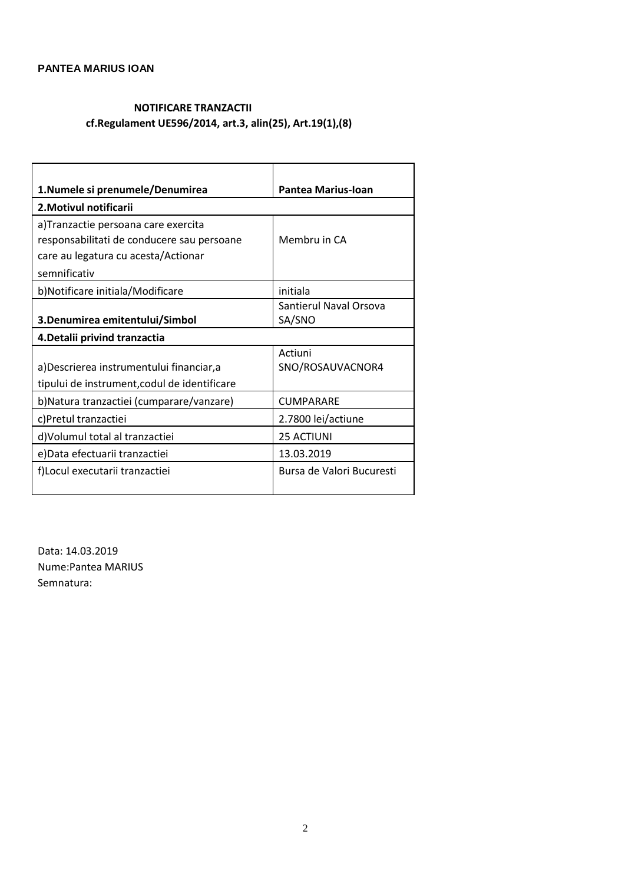**PANTEA MARIUS IOAN**

**NOTIFICARE TRANZACTII**
**cf.Regulament UE596/2014, art.3, alin(25), Art.19(1),(8)**

| | |
|---|---|
| **1.Numele si prenumele/Denumirea** | **Pantea Marius-Ioan** |
| **2.Motivul notificarii** | |
| a)Tranzactie persoana care exercita responsabilitati de conducere sau persoane care au legatura cu acesta/Actionar semnificativ | Membru in CA |
| b)Notificare initiala/Modificare | initiala |
| **3.Denumirea emitentului/Simbol** | Santierul Naval Orsova SA/SNO |
| **4.Detalii privind tranzactia** | |
| a)Descrierea instrumentului financiar,a tipului de instrument,codul de identificare | Actiuni SNO/ROSAUVACNOR4 |
| b)Natura tranzactiei (cumparare/vanzare) | CUMPARARE |
| c)Pretul tranzactiei | 2.7800 lei/actiune |
| d)Volumul total al tranzactiei | 25 ACTIUNI |
| e)Data efectuarii tranzactiei | 13.03.2019 |
| f)Locul executarii tranzactiei | Bursa de Valori Bucuresti |

Data: 14.03.2019
Nume:Pantea MARIUS
Semnatura: